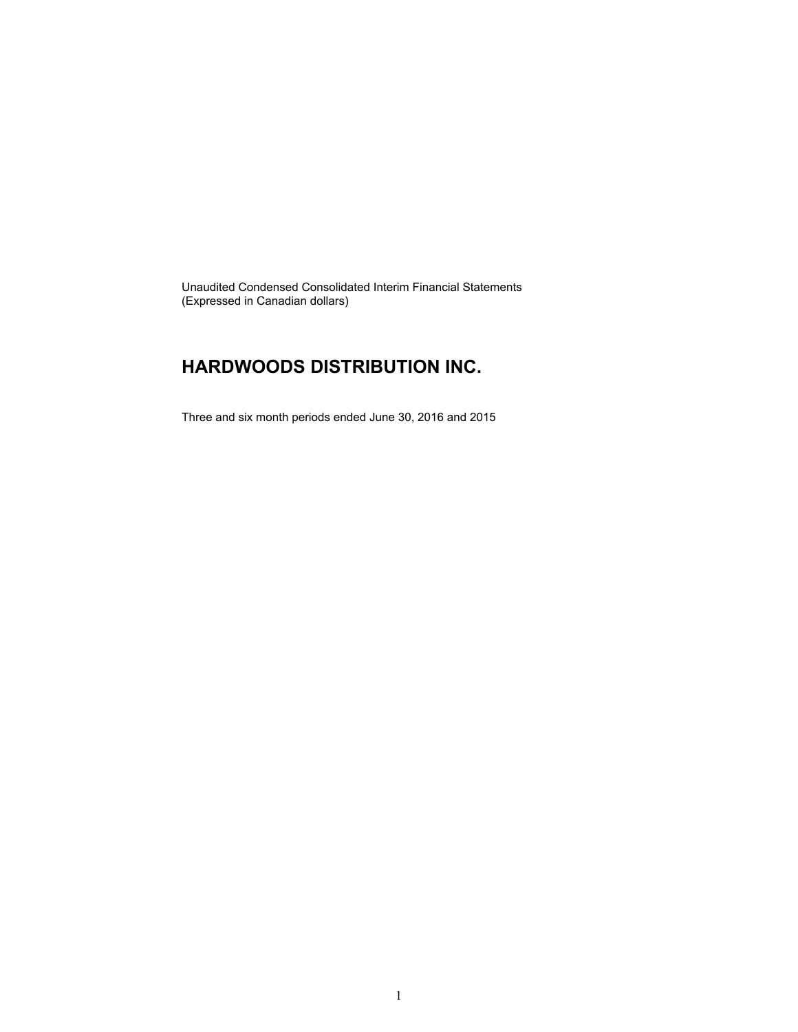Unaudited Condensed Consolidated Interim Financial Statements
(Expressed in Canadian dollars)

# HARDWOODS DISTRIBUTION INC.

Three and six month periods ended June 30, 2016 and 2015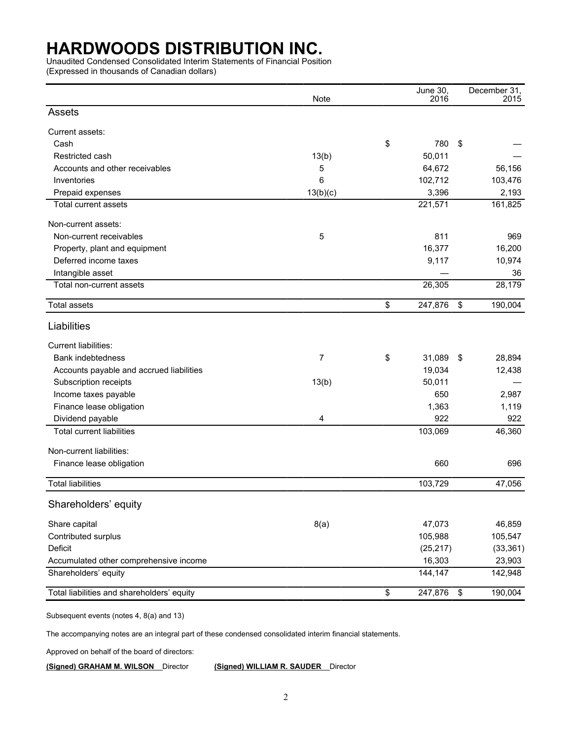# HARDWOODS DISTRIBUTION INC.

Unaudited Condensed Consolidated Interim Statements of Financial Position
(Expressed in thousands of Canadian dollars)

| | Note | June 30, 2016 | December 31, 2015 |
|---|---|---|---|
| **Assets** | | | |
| Current assets: | | | |
| Cash | | $ 780 | $ — |
| Restricted cash | 13(b) | 50,011 | — |
| Accounts and other receivables | 5 | 64,672 | 56,156 |
| Inventories | 6 | 102,712 | 103,476 |
| Prepaid expenses | 13(b)(c) | 3,396 | 2,193 |
| Total current assets | | 221,571 | 161,825 |
| Non-current assets: | | | |
| Non-current receivables | 5 | 811 | 969 |
| Property, plant and equipment | | 16,377 | 16,200 |
| Deferred income taxes | | 9,117 | 10,974 |
| Intangible asset | | — | 36 |
| Total non-current assets | | 26,305 | 28,179 |
| Total assets | | $ 247,876 | $ 190,004 |
| **Liabilities** | | | |
| Current liabilities: | | | |
| Bank indebtedness | 7 | $ 31,089 | $ 28,894 |
| Accounts payable and accrued liabilities | | 19,034 | 12,438 |
| Subscription receipts | 13(b) | 50,011 | — |
| Income taxes payable | | 650 | 2,987 |
| Finance lease obligation | | 1,363 | 1,119 |
| Dividend payable | 4 | 922 | 922 |
| Total current liabilities | | 103,069 | 46,360 |
| Non-current liabilities: | | | |
| Finance lease obligation | | 660 | 696 |
| Total liabilities | | 103,729 | 47,056 |
| **Shareholders' equity** | | | |
| Share capital | 8(a) | 47,073 | 46,859 |
| Contributed surplus | | 105,988 | 105,547 |
| Deficit | | (25,217) | (33,361) |
| Accumulated other comprehensive income | | 16,303 | 23,903 |
| Shareholders' equity | | 144,147 | 142,948 |
| Total liabilities and shareholders' equity | | $ 247,876 | $ 190,004 |

Subsequent events (notes 4, 8(a) and 13)

The accompanying notes are an integral part of these condensed consolidated interim financial statements.

Approved on behalf of the board of directors:

**(Signed) GRAHAM M. WILSON** Director **(Signed) WILLIAM R. SAUDER** Director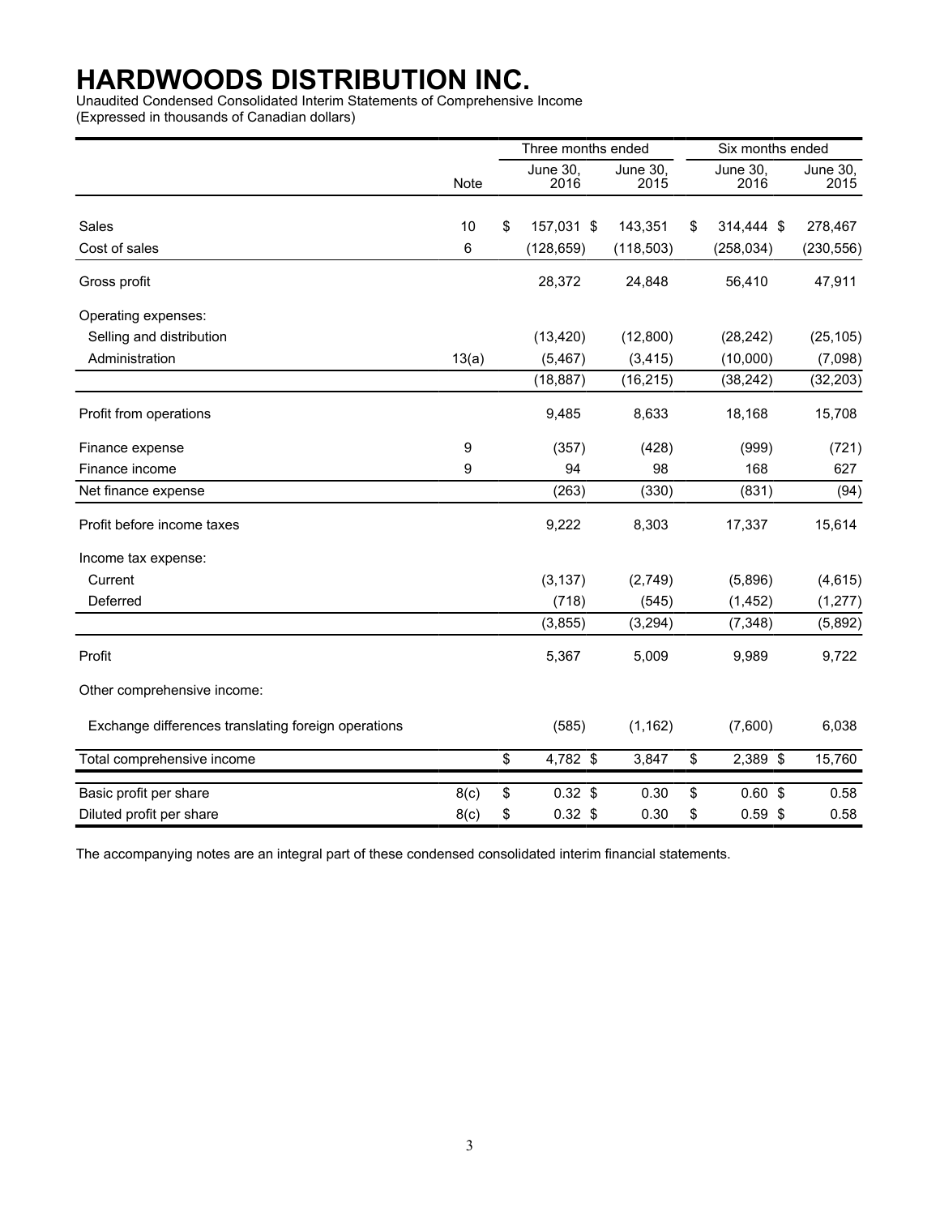# HARDWOODS DISTRIBUTION INC.

Unaudited Condensed Consolidated Interim Statements of Comprehensive Income
(Expressed in thousands of Canadian dollars)

| | | Three months ended | | Six months ended | |
|---|---|---|---|---|---|
| | Note | June 30, 2016 | June 30, 2015 | June 30, 2016 | June 30, 2015 |
| Sales | 10 | $ 157,031 | $ 143,351 | $ 314,444 | $ 278,467 |
| Cost of sales | 6 | (128,659) | (118,503) | (258,034) | (230,556) |
| Gross profit | | 28,372 | 24,848 | 56,410 | 47,911 |
| Operating expenses: | | | | | |
| Selling and distribution | | (13,420) | (12,800) | (28,242) | (25,105) |
| Administration | 13(a) | (5,467) | (3,415) | (10,000) | (7,098) |
| | | (18,887) | (16,215) | (38,242) | (32,203) |
| Profit from operations | | 9,485 | 8,633 | 18,168 | 15,708 |
| Finance expense | 9 | (357) | (428) | (999) | (721) |
| Finance income | 9 | 94 | 98 | 168 | 627 |
| Net finance expense | | (263) | (330) | (831) | (94) |
| Profit before income taxes | | 9,222 | 8,303 | 17,337 | 15,614 |
| Income tax expense: | | | | | |
| Current | | (3,137) | (2,749) | (5,896) | (4,615) |
| Deferred | | (718) | (545) | (1,452) | (1,277) |
| | | (3,855) | (3,294) | (7,348) | (5,892) |
| Profit | | 5,367 | 5,009 | 9,989 | 9,722 |
| Other comprehensive income: | | | | | |
| Exchange differences translating foreign operations | | (585) | (1,162) | (7,600) | 6,038 |
| Total comprehensive income | | $ 4,782 | $ 3,847 | $ 2,389 | $ 15,760 |
| Basic profit per share | 8(c) | $ 0.32 | $ 0.30 | $ 0.60 | $ 0.58 |
| Diluted profit per share | 8(c) | $ 0.32 | $ 0.30 | $ 0.59 | $ 0.58 |

The accompanying notes are an integral part of these condensed consolidated interim financial statements.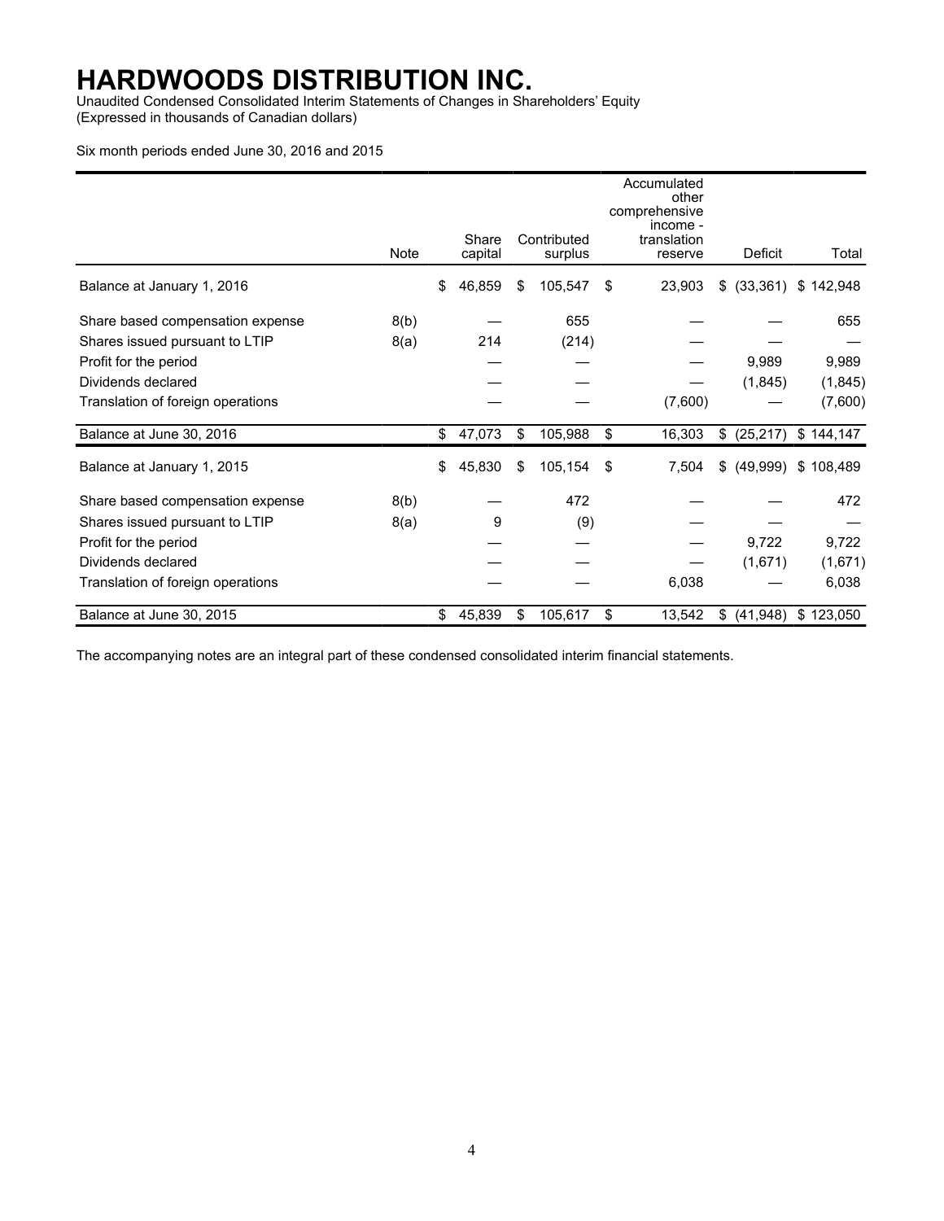# HARDWOODS DISTRIBUTION INC.

Unaudited Condensed Consolidated Interim Statements of Changes in Shareholders' Equity
(Expressed in thousands of Canadian dollars)

Six month periods ended June 30, 2016 and 2015

| | Note | Share capital | Contributed surplus | Accumulated other comprehensive income - translation reserve | Deficit | Total |
|---|---|---|---|---|---|---|
| Balance at January 1, 2016 | | $ 46,859 | $ 105,547 | $ 23,903 | $ (33,361) | $ 142,948 |
| Share based compensation expense | 8(b) | — | 655 | — | — | 655 |
| Shares issued pursuant to LTIP | 8(a) | 214 | (214) | — | — | — |
| Profit for the period | | — | — | — | 9,989 | 9,989 |
| Dividends declared | | — | — | — | (1,845) | (1,845) |
| Translation of foreign operations | | — | — | (7,600) | — | (7,600) |
| Balance at June 30, 2016 | | $ 47,073 | $ 105,988 | $ 16,303 | $ (25,217) | $ 144,147 |
| Balance at January 1, 2015 | | $ 45,830 | $ 105,154 | $ 7,504 | $ (49,999) | $ 108,489 |
| Share based compensation expense | 8(b) | — | 472 | — | — | 472 |
| Shares issued pursuant to LTIP | 8(a) | 9 | (9) | — | — | — |
| Profit for the period | | — | — | — | 9,722 | 9,722 |
| Dividends declared | | — | — | — | (1,671) | (1,671) |
| Translation of foreign operations | | — | — | 6,038 | — | 6,038 |
| Balance at June 30, 2015 | | $ 45,839 | $ 105,617 | $ 13,542 | $ (41,948) | $ 123,050 |

The accompanying notes are an integral part of these condensed consolidated interim financial statements.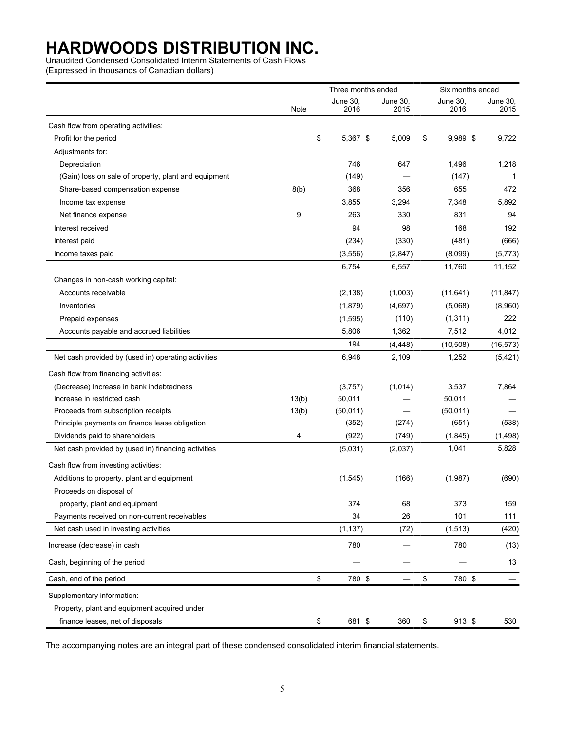# HARDWOODS DISTRIBUTION INC.

Unaudited Condensed Consolidated Interim Statements of Cash Flows
(Expressed in thousands of Canadian dollars)

| | Note | Three months ended June 30, 2016 | Three months ended June 30, 2015 | Six months ended June 30, 2016 | Six months ended June 30, 2015 |
|---|---|---|---|---|---|
| Cash flow from operating activities: | | | | | |
| Profit for the period | | $ 5,367 | $ 5,009 | $ 9,989 | $ 9,722 |
| Adjustments for: | | | | | |
| Depreciation | | 746 | 647 | 1,496 | 1,218 |
| (Gain) loss on sale of property, plant and equipment | | (149) | — | (147) | 1 |
| Share-based compensation expense | 8(b) | 368 | 356 | 655 | 472 |
| Income tax expense | | 3,855 | 3,294 | 7,348 | 5,892 |
| Net finance expense | 9 | 263 | 330 | 831 | 94 |
| Interest received | | 94 | 98 | 168 | 192 |
| Interest paid | | (234) | (330) | (481) | (666) |
| Income taxes paid | | (3,556) | (2,847) | (8,099) | (5,773) |
| | | 6,754 | 6,557 | 11,760 | 11,152 |
| Changes in non-cash working capital: | | | | | |
| Accounts receivable | | (2,138) | (1,003) | (11,641) | (11,847) |
| Inventories | | (1,879) | (4,697) | (5,068) | (8,960) |
| Prepaid expenses | | (1,595) | (110) | (1,311) | 222 |
| Accounts payable and accrued liabilities | | 5,806 | 1,362 | 7,512 | 4,012 |
| | | 194 | (4,448) | (10,508) | (16,573) |
| Net cash provided by (used in) operating activities | | 6,948 | 2,109 | 1,252 | (5,421) |
| Cash flow from financing activities: | | | | | |
| (Decrease) Increase in bank indebtedness | | (3,757) | (1,014) | 3,537 | 7,864 |
| Increase in restricted cash | 13(b) | 50,011 | — | 50,011 | — |
| Proceeds from subscription receipts | 13(b) | (50,011) | — | (50,011) | — |
| Principle payments on finance lease obligation | | (352) | (274) | (651) | (538) |
| Dividends paid to shareholders | 4 | (922) | (749) | (1,845) | (1,498) |
| Net cash provided by (used in) financing activities | | (5,031) | (2,037) | 1,041 | 5,828 |
| Cash flow from investing activities: | | | | | |
| Additions to property, plant and equipment | | (1,545) | (166) | (1,987) | (690) |
| Proceeds on disposal of property, plant and equipment | | 374 | 68 | 373 | 159 |
| Payments received on non-current receivables | | 34 | 26 | 101 | 111 |
| Net cash used in investing activities | | (1,137) | (72) | (1,513) | (420) |
| Increase (decrease) in cash | | 780 | — | 780 | (13) |
| Cash, beginning of the period | | — | — | — | 13 |
| Cash, end of the period | | $ 780 | $ — | $ 780 | $ — |
| Supplementary information: | | | | | |
| Property, plant and equipment acquired under finance leases, net of disposals | | $ 681 | $ 360 | $ 913 | $ 530 |

The accompanying notes are an integral part of these condensed consolidated interim financial statements.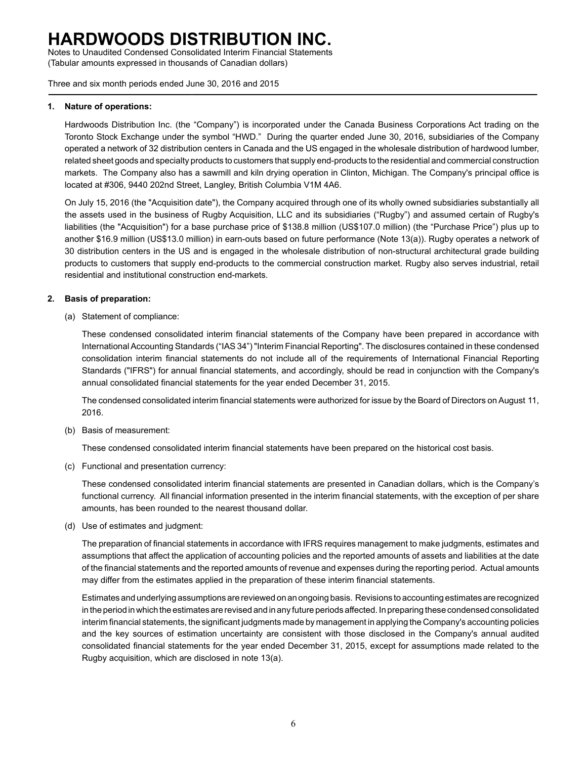# HARDWOODS DISTRIBUTION INC.

Notes to Unaudited Condensed Consolidated Interim Financial Statements
(Tabular amounts expressed in thousands of Canadian dollars)

Three and six month periods ended June 30, 2016 and 2015

## 1. Nature of operations:

Hardwoods Distribution Inc. (the "Company") is incorporated under the Canada Business Corporations Act trading on the Toronto Stock Exchange under the symbol "HWD." During the quarter ended June 30, 2016, subsidiaries of the Company operated a network of 32 distribution centers in Canada and the US engaged in the wholesale distribution of hardwood lumber, related sheet goods and specialty products to customers that supply end-products to the residential and commercial construction markets. The Company also has a sawmill and kiln drying operation in Clinton, Michigan. The Company's principal office is located at #306, 9440 202nd Street, Langley, British Columbia V1M 4A6.

On July 15, 2016 (the "Acquisition date"), the Company acquired through one of its wholly owned subsidiaries substantially all the assets used in the business of Rugby Acquisition, LLC and its subsidiaries ("Rugby") and assumed certain of Rugby's liabilities (the "Acquisition") for a base purchase price of $138.8 million (US$107.0 million) (the "Purchase Price") plus up to another $16.9 million (US$13.0 million) in earn-outs based on future performance (Note 13(a)). Rugby operates a network of 30 distribution centers in the US and is engaged in the wholesale distribution of non-structural architectural grade building products to customers that supply end-products to the commercial construction market. Rugby also serves industrial, retail residential and institutional construction end-markets.

## 2. Basis of preparation:

(a) Statement of compliance:

These condensed consolidated interim financial statements of the Company have been prepared in accordance with International Accounting Standards ("IAS 34") "Interim Financial Reporting". The disclosures contained in these condensed consolidation interim financial statements do not include all of the requirements of International Financial Reporting Standards ("IFRS") for annual financial statements, and accordingly, should be read in conjunction with the Company's annual consolidated financial statements for the year ended December 31, 2015.

The condensed consolidated interim financial statements were authorized for issue by the Board of Directors on August 11, 2016.

(b) Basis of measurement:

These condensed consolidated interim financial statements have been prepared on the historical cost basis.

(c) Functional and presentation currency:

These condensed consolidated interim financial statements are presented in Canadian dollars, which is the Company's functional currency. All financial information presented in the interim financial statements, with the exception of per share amounts, has been rounded to the nearest thousand dollar.

(d) Use of estimates and judgment:

The preparation of financial statements in accordance with IFRS requires management to make judgments, estimates and assumptions that affect the application of accounting policies and the reported amounts of assets and liabilities at the date of the financial statements and the reported amounts of revenue and expenses during the reporting period. Actual amounts may differ from the estimates applied in the preparation of these interim financial statements.

Estimates and underlying assumptions are reviewed on an ongoing basis. Revisions to accounting estimates are recognized in the period in which the estimates are revised and in any future periods affected. In preparing these condensed consolidated interim financial statements, the significant judgments made by management in applying the Company's accounting policies and the key sources of estimation uncertainty are consistent with those disclosed in the Company's annual audited consolidated financial statements for the year ended December 31, 2015, except for assumptions made related to the Rugby acquisition, which are disclosed in note 13(a).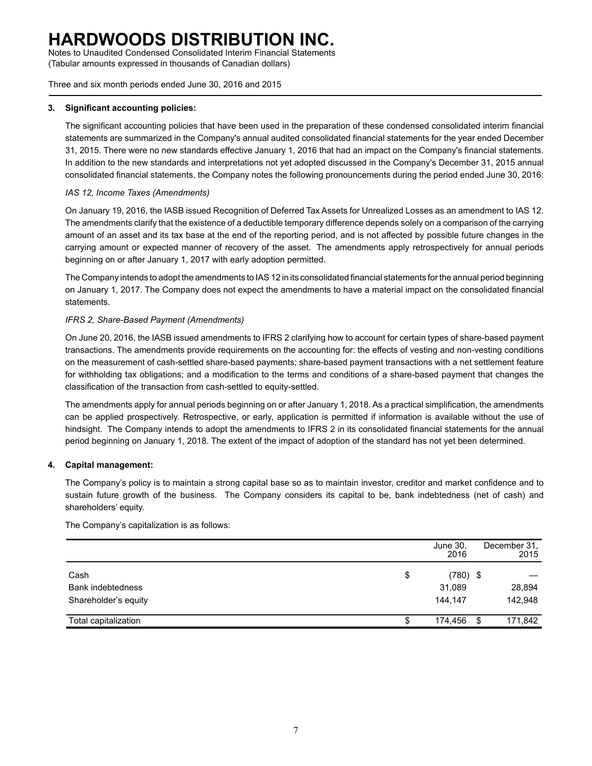### 3. Significant accounting policies:

The significant accounting policies that have been used in the preparation of these condensed consolidated interim financial statements are summarized in the Company's annual audited consolidated financial statements for the year ended December 31, 2015. There were no new standards effective January 1, 2016 that had an impact on the Company's financial statements. In addition to the new standards and interpretations not yet adopted discussed in the Company's December 31, 2015 annual consolidated financial statements, the Company notes the following pronouncements during the period ended June 30, 2016:

*IAS 12, Income Taxes (Amendments)*

On January 19, 2016, the IASB issued Recognition of Deferred Tax Assets for Unrealized Losses as an amendment to IAS 12. The amendments clarify that the existence of a deductible temporary difference depends solely on a comparison of the carrying amount of an asset and its tax base at the end of the reporting period, and is not affected by possible future changes in the carrying amount or expected manner of recovery of the asset. The amendments apply retrospectively for annual periods beginning on or after January 1, 2017 with early adoption permitted.

The Company intends to adopt the amendments to IAS 12 in its consolidated financial statements for the annual period beginning on January 1, 2017. The Company does not expect the amendments to have a material impact on the consolidated financial statements.

*IFRS 2, Share-Based Payment (Amendments)*

On June 20, 2016, the IASB issued amendments to IFRS 2 clarifying how to account for certain types of share-based payment transactions. The amendments provide requirements on the accounting for: the effects of vesting and non-vesting conditions on the measurement of cash-settled share-based payments; share-based payment transactions with a net settlement feature for withholding tax obligations; and a modification to the terms and conditions of a share-based payment that changes the classification of the transaction from cash-settled to equity-settled.

The amendments apply for annual periods beginning on or after January 1, 2018. As a practical simplification, the amendments can be applied prospectively. Retrospective, or early, application is permitted if information is available without the use of hindsight. The Company intends to adopt the amendments to IFRS 2 in its consolidated financial statements for the annual period beginning on January 1, 2018. The extent of the impact of adoption of the standard has not yet been determined.

### 4. Capital management:

The Company's policy is to maintain a strong capital base so as to maintain investor, creditor and market confidence and to sustain future growth of the business. The Company considers its capital to be, bank indebtedness (net of cash) and shareholders' equity.

The Company's capitalization is as follows:

| | June 30, 2016 | December 31, 2015 |
|---|---|---|
| Cash | $ (780) | $ — |
| Bank indebtedness | 31,089 | 28,894 |
| Shareholder's equity | 144,147 | 142,948 |
| Total capitalization | $ 174,456 | $ 171,842 |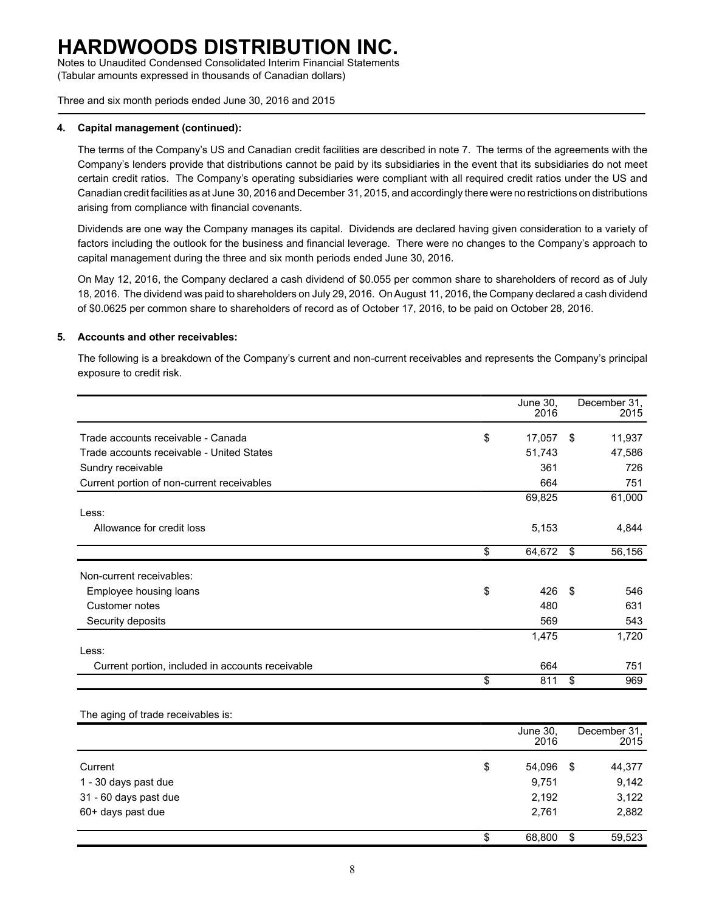## 4. Capital management (continued):

The terms of the Company's US and Canadian credit facilities are described in note 7. The terms of the agreements with the Company's lenders provide that distributions cannot be paid by its subsidiaries in the event that its subsidiaries do not meet certain credit ratios. The Company's operating subsidiaries were compliant with all required credit ratios under the US and Canadian credit facilities as at June 30, 2016 and December 31, 2015, and accordingly there were no restrictions on distributions arising from compliance with financial covenants.

Dividends are one way the Company manages its capital. Dividends are declared having given consideration to a variety of factors including the outlook for the business and financial leverage. There were no changes to the Company's approach to capital management during the three and six month periods ended June 30, 2016.

On May 12, 2016, the Company declared a cash dividend of $0.055 per common share to shareholders of record as of July 18, 2016. The dividend was paid to shareholders on July 29, 2016. On August 11, 2016, the Company declared a cash dividend of $0.0625 per common share to shareholders of record as of October 17, 2016, to be paid on October 28, 2016.

## 5. Accounts and other receivables:

The following is a breakdown of the Company's current and non-current receivables and represents the Company's principal exposure to credit risk.

| | June 30, 2016 | December 31, 2015 |
|---|---|---|
| Trade accounts receivable - Canada | $ 17,057 | $ 11,937 |
| Trade accounts receivable - United States | 51,743 | 47,586 |
| Sundry receivable | 361 | 726 |
| Current portion of non-current receivables | 664 | 751 |
| | 69,825 | 61,000 |
| Less: | | |
| Allowance for credit loss | 5,153 | 4,844 |
| | $ 64,672 | $ 56,156 |
| Non-current receivables: | | |
| Employee housing loans | $ 426 | $ 546 |
| Customer notes | 480 | 631 |
| Security deposits | 569 | 543 |
| | 1,475 | 1,720 |
| Less: | | |
| Current portion, included in accounts receivable | 664 | 751 |
| | $ 811 | $ 969 |

The aging of trade receivables is:

| | June 30, 2016 | December 31, 2015 |
|---|---|---|
| Current | $ 54,096 | $ 44,377 |
| 1 - 30 days past due | 9,751 | 9,142 |
| 31 - 60 days past due | 2,192 | 3,122 |
| 60+ days past due | 2,761 | 2,882 |
| | $ 68,800 | $ 59,523 |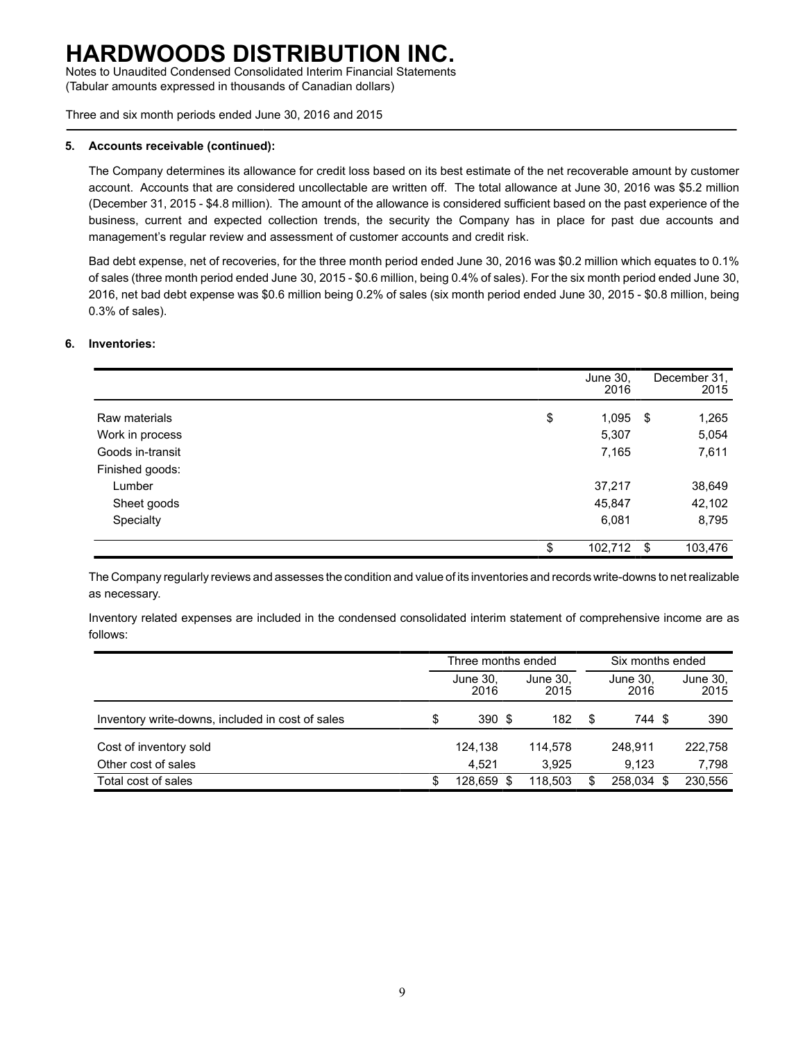### 5. Accounts receivable (continued):

The Company determines its allowance for credit loss based on its best estimate of the net recoverable amount by customer account. Accounts that are considered uncollectable are written off. The total allowance at June 30, 2016 was $5.2 million (December 31, 2015 - $4.8 million). The amount of the allowance is considered sufficient based on the past experience of the business, current and expected collection trends, the security the Company has in place for past due accounts and management's regular review and assessment of customer accounts and credit risk.

Bad debt expense, net of recoveries, for the three month period ended June 30, 2016 was $0.2 million which equates to 0.1% of sales (three month period ended June 30, 2015 - $0.6 million, being 0.4% of sales). For the six month period ended June 30, 2016, net bad debt expense was $0.6 million being 0.2% of sales (six month period ended June 30, 2015 - $0.8 million, being 0.3% of sales).

### 6. Inventories:

| | June 30, 2016 | December 31, 2015 |
|---|---|---|
| Raw materials | $ 1,095 | $ 1,265 |
| Work in process | 5,307 | 5,054 |
| Goods in-transit | 7,165 | 7,611 |
| Finished goods: | | |
| Lumber | 37,217 | 38,649 |
| Sheet goods | 45,847 | 42,102 |
| Specialty | 6,081 | 8,795 |
| | $ 102,712 | $ 103,476 |

The Company regularly reviews and assesses the condition and value of its inventories and records write-downs to net realizable as necessary.

Inventory related expenses are included in the condensed consolidated interim statement of comprehensive income are as follows:

| | Three months ended | | Six months ended | |
|---|---|---|---|---|
| | June 30, 2016 | June 30, 2015 | June 30, 2016 | June 30, 2015 |
| Inventory write-downs, included in cost of sales | $ 390 | $ 182 | $ 744 | $ 390 |
| Cost of inventory sold | 124,138 | 114,578 | 248,911 | 222,758 |
| Other cost of sales | 4,521 | 3,925 | 9,123 | 7,798 |
| Total cost of sales | $ 128,659 | $ 118,503 | $ 258,034 | $ 230,556 |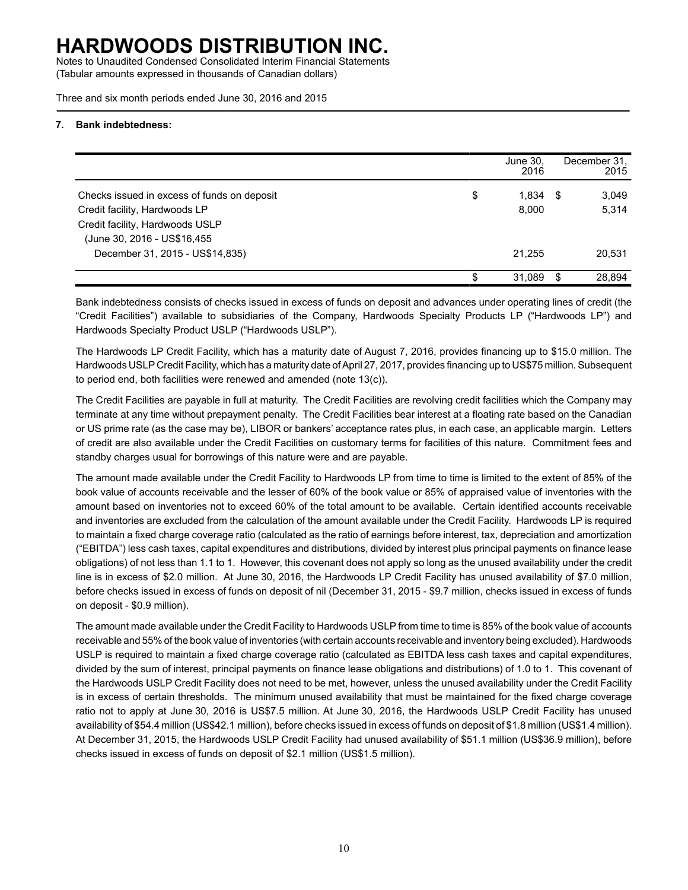# HARDWOODS DISTRIBUTION INC.

Notes to Unaudited Condensed Consolidated Interim Financial Statements
(Tabular amounts expressed in thousands of Canadian dollars)

Three and six month periods ended June 30, 2016 and 2015

**7. Bank indebtedness:**

| | June 30, 2016 | December 31, 2015 |
|---|---|---|
| Checks issued in excess of funds on deposit | $ 1,834 | $ 3,049 |
| Credit facility, Hardwoods LP | 8,000 | 5,314 |
| Credit facility, Hardwoods USLP (June 30, 2016 - US$16,455 December 31, 2015 - US$14,835) | 21,255 | 20,531 |
| | $ 31,089 | $ 28,894 |

Bank indebtedness consists of checks issued in excess of funds on deposit and advances under operating lines of credit (the "Credit Facilities") available to subsidiaries of the Company, Hardwoods Specialty Products LP ("Hardwoods LP") and Hardwoods Specialty Product USLP ("Hardwoods USLP").

The Hardwoods LP Credit Facility, which has a maturity date of August 7, 2016, provides financing up to $15.0 million. The Hardwoods USLP Credit Facility, which has a maturity date of April 27, 2017, provides financing up to US$75 million. Subsequent to period end, both facilities were renewed and amended (note 13(c)).

The Credit Facilities are payable in full at maturity. The Credit Facilities are revolving credit facilities which the Company may terminate at any time without prepayment penalty. The Credit Facilities bear interest at a floating rate based on the Canadian or US prime rate (as the case may be), LIBOR or bankers' acceptance rates plus, in each case, an applicable margin. Letters of credit are also available under the Credit Facilities on customary terms for facilities of this nature. Commitment fees and standby charges usual for borrowings of this nature were and are payable.

The amount made available under the Credit Facility to Hardwoods LP from time to time is limited to the extent of 85% of the book value of accounts receivable and the lesser of 60% of the book value or 85% of appraised value of inventories with the amount based on inventories not to exceed 60% of the total amount to be available. Certain identified accounts receivable and inventories are excluded from the calculation of the amount available under the Credit Facility. Hardwoods LP is required to maintain a fixed charge coverage ratio (calculated as the ratio of earnings before interest, tax, depreciation and amortization ("EBITDA") less cash taxes, capital expenditures and distributions, divided by interest plus principal payments on finance lease obligations) of not less than 1.1 to 1. However, this covenant does not apply so long as the unused availability under the credit line is in excess of $2.0 million. At June 30, 2016, the Hardwoods LP Credit Facility has unused availability of $7.0 million, before checks issued in excess of funds on deposit of nil (December 31, 2015 - $9.7 million, checks issued in excess of funds on deposit - $0.9 million).

The amount made available under the Credit Facility to Hardwoods USLP from time to time is 85% of the book value of accounts receivable and 55% of the book value of inventories (with certain accounts receivable and inventory being excluded). Hardwoods USLP is required to maintain a fixed charge coverage ratio (calculated as EBITDA less cash taxes and capital expenditures, divided by the sum of interest, principal payments on finance lease obligations and distributions) of 1.0 to 1. This covenant of the Hardwoods USLP Credit Facility does not need to be met, however, unless the unused availability under the Credit Facility is in excess of certain thresholds. The minimum unused availability that must be maintained for the fixed charge coverage ratio not to apply at June 30, 2016 is US$7.5 million. At June 30, 2016, the Hardwoods USLP Credit Facility has unused availability of $54.4 million (US$42.1 million), before checks issued in excess of funds on deposit of $1.8 million (US$1.4 million). At December 31, 2015, the Hardwoods USLP Credit Facility had unused availability of $51.1 million (US$36.9 million), before checks issued in excess of funds on deposit of $2.1 million (US$1.5 million).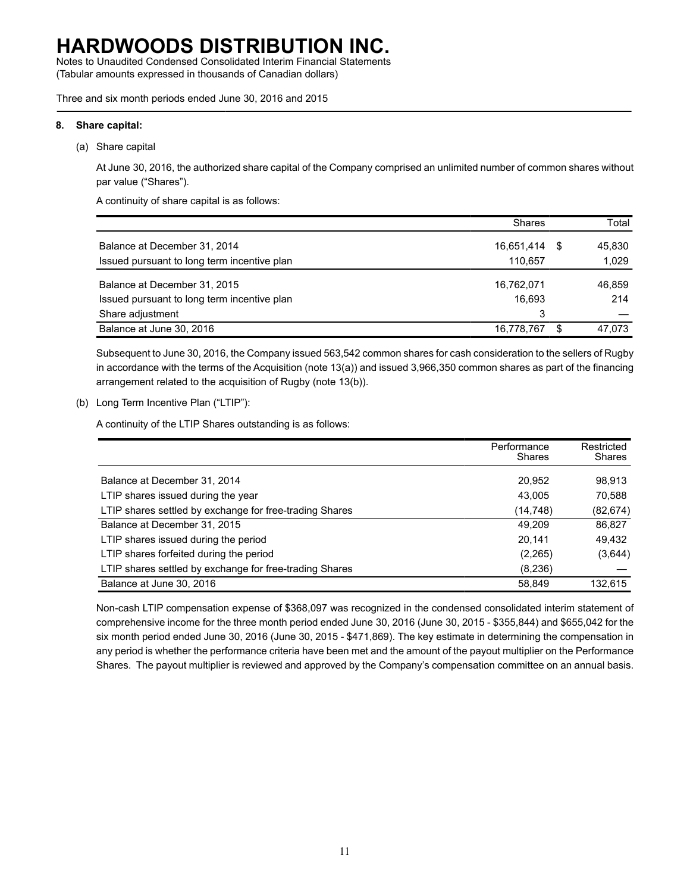# HARDWOODS DISTRIBUTION INC.

Notes to Unaudited Condensed Consolidated Interim Financial Statements
(Tabular amounts expressed in thousands of Canadian dollars)

Three and six month periods ended June 30, 2016 and 2015

**8. Share capital:**

(a) Share capital

At June 30, 2016, the authorized share capital of the Company comprised an unlimited number of common shares without par value ("Shares").

A continuity of share capital is as follows:

| | Shares | Total |
|---|---|---|
| Balance at December 31, 2014 | 16,651,414 | $ 45,830 |
| Issued pursuant to long term incentive plan | 110,657 | 1,029 |
| Balance at December 31, 2015 | 16,762,071 | 46,859 |
| Issued pursuant to long term incentive plan | 16,693 | 214 |
| Share adjustment | 3 | — |
| Balance at June 30, 2016 | 16,778,767 | $ 47,073 |

Subsequent to June 30, 2016, the Company issued 563,542 common shares for cash consideration to the sellers of Rugby in accordance with the terms of the Acquisition (note 13(a)) and issued 3,966,350 common shares as part of the financing arrangement related to the acquisition of Rugby (note 13(b)).

(b) Long Term Incentive Plan ("LTIP"):

A continuity of the LTIP Shares outstanding is as follows:

| | Performance Shares | Restricted Shares |
|---|---|---|
| Balance at December 31, 2014 | 20,952 | 98,913 |
| LTIP shares issued during the year | 43,005 | 70,588 |
| LTIP shares settled by exchange for free-trading Shares | (14,748) | (82,674) |
| Balance at December 31, 2015 | 49,209 | 86,827 |
| LTIP shares issued during the period | 20,141 | 49,432 |
| LTIP shares forfeited during the period | (2,265) | (3,644) |
| LTIP shares settled by exchange for free-trading Shares | (8,236) | — |
| Balance at June 30, 2016 | 58,849 | 132,615 |

Non-cash LTIP compensation expense of $368,097 was recognized in the condensed consolidated interim statement of comprehensive income for the three month period ended June 30, 2016 (June 30, 2015 - $355,844) and $655,042 for the six month period ended June 30, 2016 (June 30, 2015 - $471,869). The key estimate in determining the compensation in any period is whether the performance criteria have been met and the amount of the payout multiplier on the Performance Shares. The payout multiplier is reviewed and approved by the Company's compensation committee on an annual basis.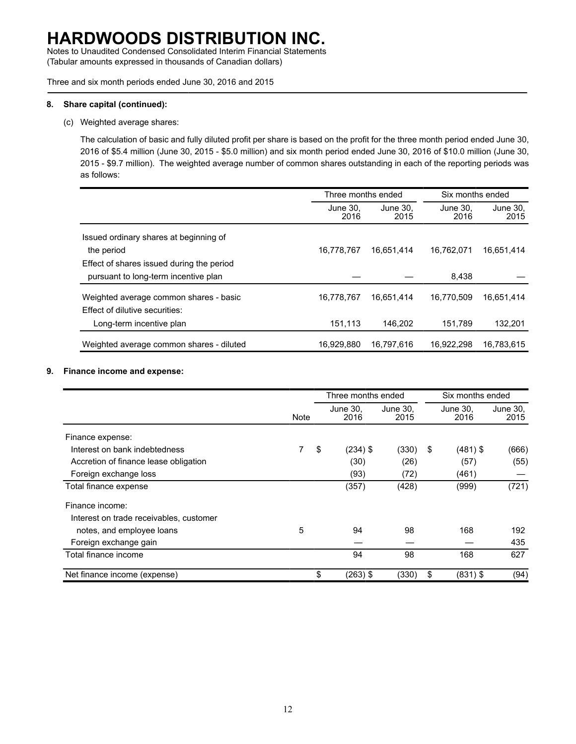# HARDWOODS DISTRIBUTION INC.

Notes to Unaudited Condensed Consolidated Interim Financial Statements
(Tabular amounts expressed in thousands of Canadian dollars)

Three and six month periods ended June 30, 2016 and 2015

**8. Share capital (continued):**

(c) Weighted average shares:

The calculation of basic and fully diluted profit per share is based on the profit for the three month period ended June 30, 2016 of $5.4 million (June 30, 2015 - $5.0 million) and six month period ended June 30, 2016 of $10.0 million (June 30, 2015 - $9.7 million). The weighted average number of common shares outstanding in each of the reporting periods was as follows:

| | Three months ended | | Six months ended | |
|---|---|---|---|---|
| | June 30, 2016 | June 30, 2015 | June 30, 2016 | June 30, 2015 |
| Issued ordinary shares at beginning of the period | 16,778,767 | 16,651,414 | 16,762,071 | 16,651,414 |
| Effect of shares issued during the period pursuant to long-term incentive plan | — | — | 8,438 | — |
| Weighted average common shares - basic | 16,778,767 | 16,651,414 | 16,770,509 | 16,651,414 |
| Effect of dilutive securities: | | | | |
| Long-term incentive plan | 151,113 | 146,202 | 151,789 | 132,201 |
| Weighted average common shares - diluted | 16,929,880 | 16,797,616 | 16,922,298 | 16,783,615 |

**9. Finance income and expense:**

| | Note | Three months ended | | Six months ended | |
|---|---|---|---|---|---|
| | | June 30, 2016 | June 30, 2015 | June 30, 2016 | June 30, 2015 |
| Finance expense: | | | | | |
| Interest on bank indebtedness | 7 | $ (234) | $ (330) | $ (481) | $ (666) |
| Accretion of finance lease obligation | | (30) | (26) | (57) | (55) |
| Foreign exchange loss | | (93) | (72) | (461) | — |
| Total finance expense | | (357) | (428) | (999) | (721) |
| Finance income: | | | | | |
| Interest on trade receivables, customer notes, and employee loans | 5 | 94 | 98 | 168 | 192 |
| Foreign exchange gain | | — | — | — | 435 |
| Total finance income | | 94 | 98 | 168 | 627 |
| Net finance income (expense) | | $ (263) | $ (330) | $ (831) | $ (94) |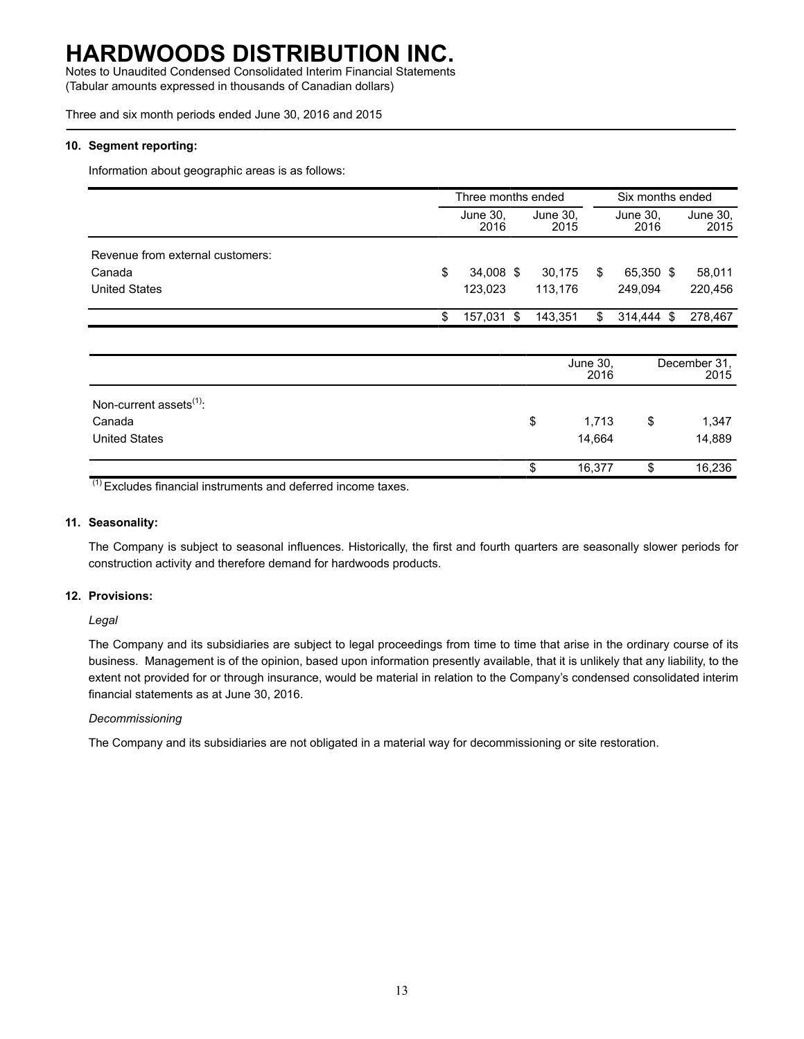# HARDWOODS DISTRIBUTION INC.

Notes to Unaudited Condensed Consolidated Interim Financial Statements
(Tabular amounts expressed in thousands of Canadian dollars)

Three and six month periods ended June 30, 2016 and 2015

**10. Segment reporting:**

Information about geographic areas is as follows:

| | Three months ended | | Six months ended | |
|---|---|---|---|---|
| | June 30, 2016 | June 30, 2015 | June 30, 2016 | June 30, 2015 |
| Revenue from external customers: | | | | |
| Canada | $ 34,008 | $ 30,175 | $ 65,350 | $ 58,011 |
| United States | 123,023 | 113,176 | 249,094 | 220,456 |
| | $ 157,031 | $ 143,351 | $ 314,444 | $ 278,467 |

| | June 30, 2016 | December 31, 2015 |
|---|---|---|
| Non-current assets[(1)]: | | |
| Canada | $ 1,713 | $ 1,347 |
| United States | 14,664 | 14,889 |
| | $ 16,377 | $ 16,236 |

[(1)] Excludes financial instruments and deferred income taxes.

**11. Seasonality:**

The Company is subject to seasonal influences. Historically, the first and fourth quarters are seasonally slower periods for construction activity and therefore demand for hardwoods products.

**12. Provisions:**

*Legal*

The Company and its subsidiaries are subject to legal proceedings from time to time that arise in the ordinary course of its business. Management is of the opinion, based upon information presently available, that it is unlikely that any liability, to the extent not provided for or through insurance, would be material in relation to the Company's condensed consolidated interim financial statements as at June 30, 2016.

*Decommissioning*

The Company and its subsidiaries are not obligated in a material way for decommissioning or site restoration.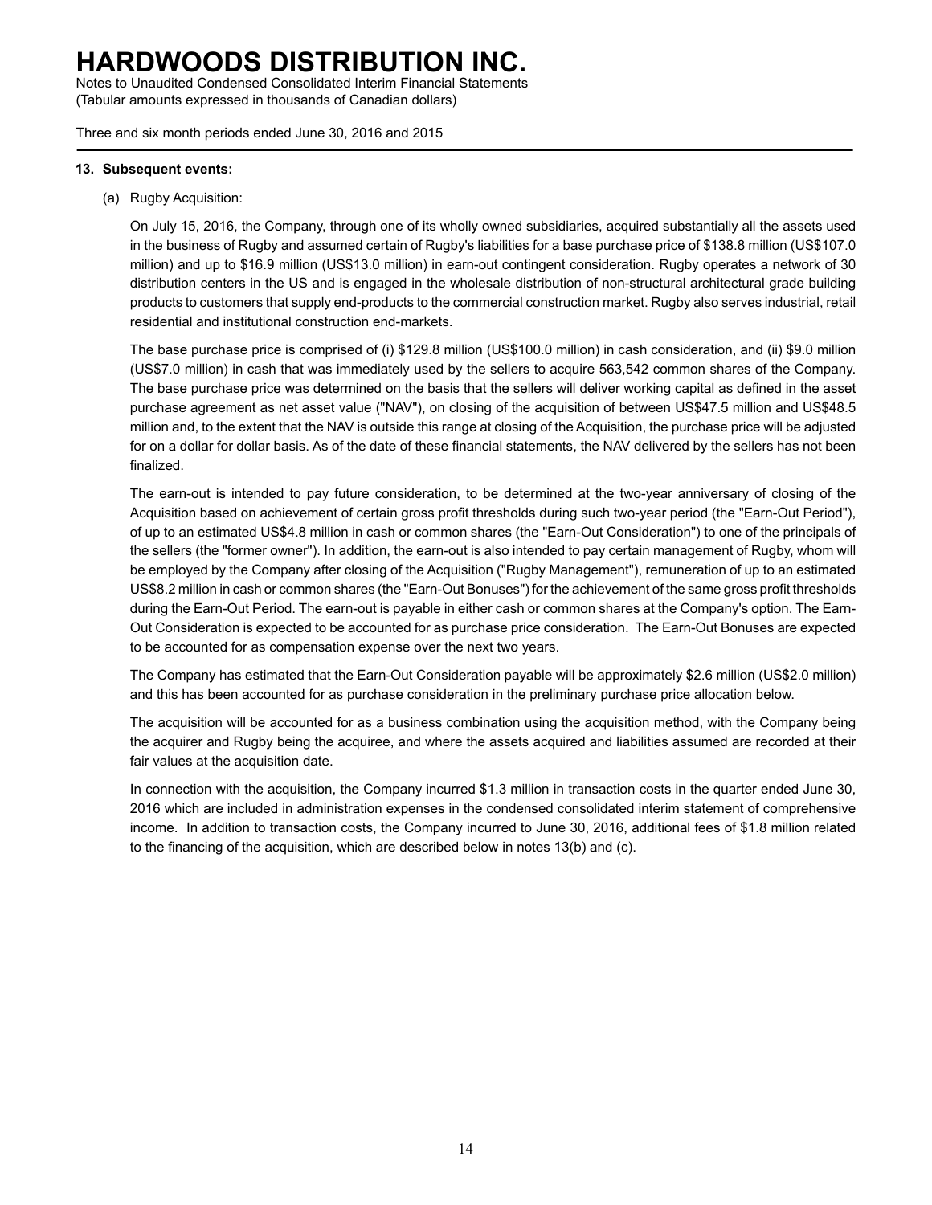**13. Subsequent events:**

(a) Rugby Acquisition:

On July 15, 2016, the Company, through one of its wholly owned subsidiaries, acquired substantially all the assets used in the business of Rugby and assumed certain of Rugby's liabilities for a base purchase price of $138.8 million (US$107.0 million) and up to $16.9 million (US$13.0 million) in earn-out contingent consideration. Rugby operates a network of 30 distribution centers in the US and is engaged in the wholesale distribution of non-structural architectural grade building products to customers that supply end-products to the commercial construction market. Rugby also serves industrial, retail residential and institutional construction end-markets.

The base purchase price is comprised of (i) $129.8 million (US$100.0 million) in cash consideration, and (ii) $9.0 million (US$7.0 million) in cash that was immediately used by the sellers to acquire 563,542 common shares of the Company. The base purchase price was determined on the basis that the sellers will deliver working capital as defined in the asset purchase agreement as net asset value ("NAV"), on closing of the acquisition of between US$47.5 million and US$48.5 million and, to the extent that the NAV is outside this range at closing of the Acquisition, the purchase price will be adjusted for on a dollar for dollar basis. As of the date of these financial statements, the NAV delivered by the sellers has not been finalized.

The earn-out is intended to pay future consideration, to be determined at the two-year anniversary of closing of the Acquisition based on achievement of certain gross profit thresholds during such two-year period (the "Earn-Out Period"), of up to an estimated US$4.8 million in cash or common shares (the "Earn-Out Consideration") to one of the principals of the sellers (the "former owner"). In addition, the earn-out is also intended to pay certain management of Rugby, whom will be employed by the Company after closing of the Acquisition ("Rugby Management"), remuneration of up to an estimated US$8.2 million in cash or common shares (the "Earn-Out Bonuses") for the achievement of the same gross profit thresholds during the Earn-Out Period. The earn-out is payable in either cash or common shares at the Company's option. The Earn-Out Consideration is expected to be accounted for as purchase price consideration. The Earn-Out Bonuses are expected to be accounted for as compensation expense over the next two years.

The Company has estimated that the Earn-Out Consideration payable will be approximately $2.6 million (US$2.0 million) and this has been accounted for as purchase consideration in the preliminary purchase price allocation below.

The acquisition will be accounted for as a business combination using the acquisition method, with the Company being the acquirer and Rugby being the acquiree, and where the assets acquired and liabilities assumed are recorded at their fair values at the acquisition date.

In connection with the acquisition, the Company incurred $1.3 million in transaction costs in the quarter ended June 30, 2016 which are included in administration expenses in the condensed consolidated interim statement of comprehensive income. In addition to transaction costs, the Company incurred to June 30, 2016, additional fees of $1.8 million related to the financing of the acquisition, which are described below in notes 13(b) and (c).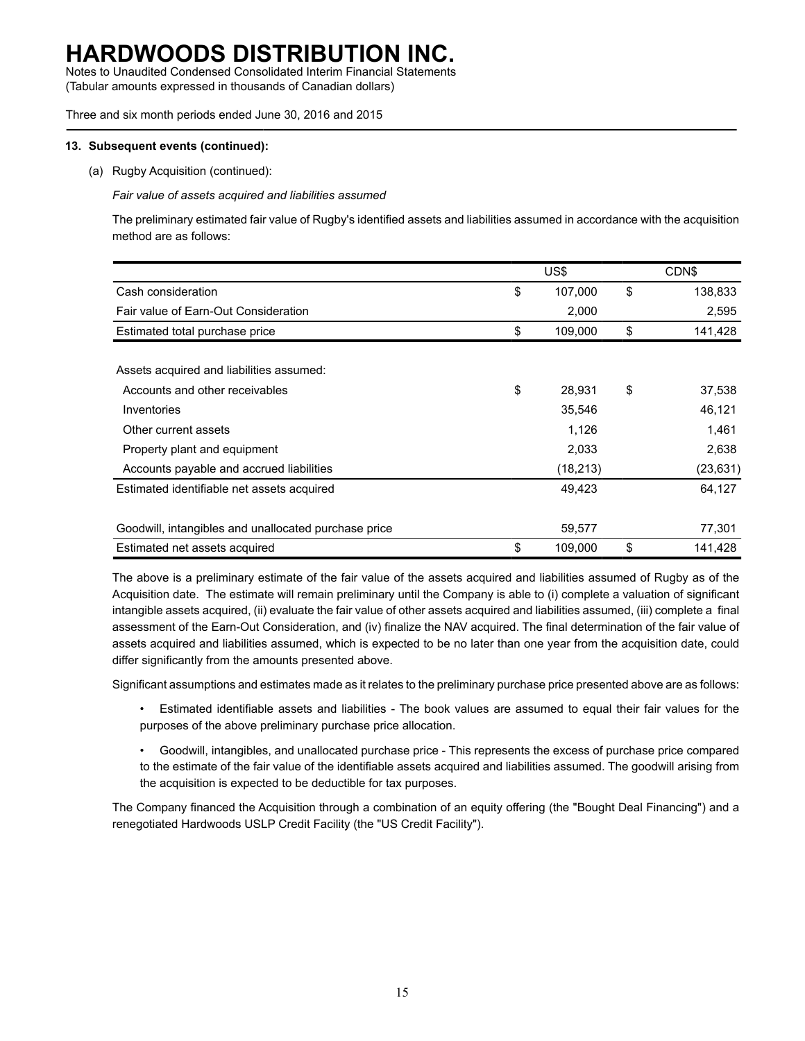### 13. Subsequent events (continued):

(a) Rugby Acquisition (continued):

*Fair value of assets acquired and liabilities assumed*

The preliminary estimated fair value of Rugby's identified assets and liabilities assumed in accordance with the acquisition method are as follows:

| | US$ | CDN$ |
|---|---|---|
| Cash consideration | $ 107,000 | $ 138,833 |
| Fair value of Earn-Out Consideration | 2,000 | 2,595 |
| Estimated total purchase price | $ 109,000 | $ 141,428 |
| | | |
| Assets acquired and liabilities assumed: | | |
| Accounts and other receivables | $ 28,931 | $ 37,538 |
| Inventories | 35,546 | 46,121 |
| Other current assets | 1,126 | 1,461 |
| Property plant and equipment | 2,033 | 2,638 |
| Accounts payable and accrued liabilities | (18,213) | (23,631) |
| Estimated identifiable net assets acquired | 49,423 | 64,127 |
| | | |
| Goodwill, intangibles and unallocated purchase price | 59,577 | 77,301 |
| Estimated net assets acquired | $ 109,000 | $ 141,428 |

The above is a preliminary estimate of the fair value of the assets acquired and liabilities assumed of Rugby as of the Acquisition date. The estimate will remain preliminary until the Company is able to (i) complete a valuation of significant intangible assets acquired, (ii) evaluate the fair value of other assets acquired and liabilities assumed, (iii) complete a final assessment of the Earn-Out Consideration, and (iv) finalize the NAV acquired. The final determination of the fair value of assets acquired and liabilities assumed, which is expected to be no later than one year from the acquisition date, could differ significantly from the amounts presented above.

Significant assumptions and estimates made as it relates to the preliminary purchase price presented above are as follows:

- Estimated identifiable assets and liabilities - The book values are assumed to equal their fair values for the purposes of the above preliminary purchase price allocation.
- Goodwill, intangibles, and unallocated purchase price - This represents the excess of purchase price compared to the estimate of the fair value of the identifiable assets acquired and liabilities assumed. The goodwill arising from the acquisition is expected to be deductible for tax purposes.

The Company financed the Acquisition through a combination of an equity offering (the "Bought Deal Financing") and a renegotiated Hardwoods USLP Credit Facility (the "US Credit Facility").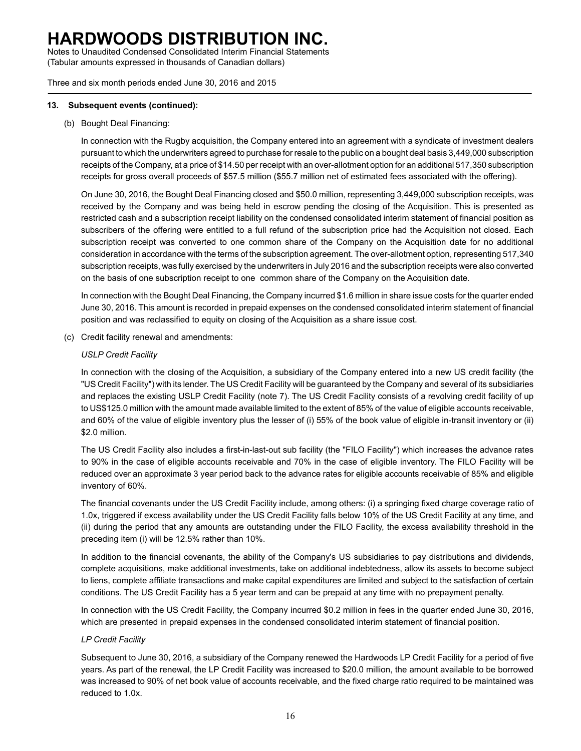# HARDWOODS DISTRIBUTION INC.

Notes to Unaudited Condensed Consolidated Interim Financial Statements
(Tabular amounts expressed in thousands of Canadian dollars)

Three and six month periods ended June 30, 2016 and 2015

**13. Subsequent events (continued):**

(b) Bought Deal Financing:

In connection with the Rugby acquisition, the Company entered into an agreement with a syndicate of investment dealers pursuant to which the underwriters agreed to purchase for resale to the public on a bought deal basis 3,449,000 subscription receipts of the Company, at a price of $14.50 per receipt with an over-allotment option for an additional 517,350 subscription receipts for gross overall proceeds of $57.5 million ($55.7 million net of estimated fees associated with the offering).

On June 30, 2016, the Bought Deal Financing closed and $50.0 million, representing 3,449,000 subscription receipts, was received by the Company and was being held in escrow pending the closing of the Acquisition. This is presented as restricted cash and a subscription receipt liability on the condensed consolidated interim statement of financial position as subscribers of the offering were entitled to a full refund of the subscription price had the Acquisition not closed. Each subscription receipt was converted to one common share of the Company on the Acquisition date for no additional consideration in accordance with the terms of the subscription agreement. The over-allotment option, representing 517,340 subscription receipts, was fully exercised by the underwriters in July 2016 and the subscription receipts were also converted on the basis of one subscription receipt to one common share of the Company on the Acquisition date.

In connection with the Bought Deal Financing, the Company incurred $1.6 million in share issue costs for the quarter ended June 30, 2016. This amount is recorded in prepaid expenses on the condensed consolidated interim statement of financial position and was reclassified to equity on closing of the Acquisition as a share issue cost.

(c) Credit facility renewal and amendments:

*USLP Credit Facility*

In connection with the closing of the Acquisition, a subsidiary of the Company entered into a new US credit facility (the "US Credit Facility") with its lender. The US Credit Facility will be guaranteed by the Company and several of its subsidiaries and replaces the existing USLP Credit Facility (note 7). The US Credit Facility consists of a revolving credit facility of up to US$125.0 million with the amount made available limited to the extent of 85% of the value of eligible accounts receivable, and 60% of the value of eligible inventory plus the lesser of (i) 55% of the book value of eligible in-transit inventory or (ii) $2.0 million.

The US Credit Facility also includes a first-in-last-out sub facility (the "FILO Facility") which increases the advance rates to 90% in the case of eligible accounts receivable and 70% in the case of eligible inventory. The FILO Facility will be reduced over an approximate 3 year period back to the advance rates for eligible accounts receivable of 85% and eligible inventory of 60%.

The financial covenants under the US Credit Facility include, among others: (i) a springing fixed charge coverage ratio of 1.0x, triggered if excess availability under the US Credit Facility falls below 10% of the US Credit Facility at any time, and (ii) during the period that any amounts are outstanding under the FILO Facility, the excess availability threshold in the preceding item (i) will be 12.5% rather than 10%.

In addition to the financial covenants, the ability of the Company's US subsidiaries to pay distributions and dividends, complete acquisitions, make additional investments, take on additional indebtedness, allow its assets to become subject to liens, complete affiliate transactions and make capital expenditures are limited and subject to the satisfaction of certain conditions. The US Credit Facility has a 5 year term and can be prepaid at any time with no prepayment penalty.

In connection with the US Credit Facility, the Company incurred $0.2 million in fees in the quarter ended June 30, 2016, which are presented in prepaid expenses in the condensed consolidated interim statement of financial position.

*LP Credit Facility*

Subsequent to June 30, 2016, a subsidiary of the Company renewed the Hardwoods LP Credit Facility for a period of five years. As part of the renewal, the LP Credit Facility was increased to $20.0 million, the amount available to be borrowed was increased to 90% of net book value of accounts receivable, and the fixed charge ratio required to be maintained was reduced to 1.0x.